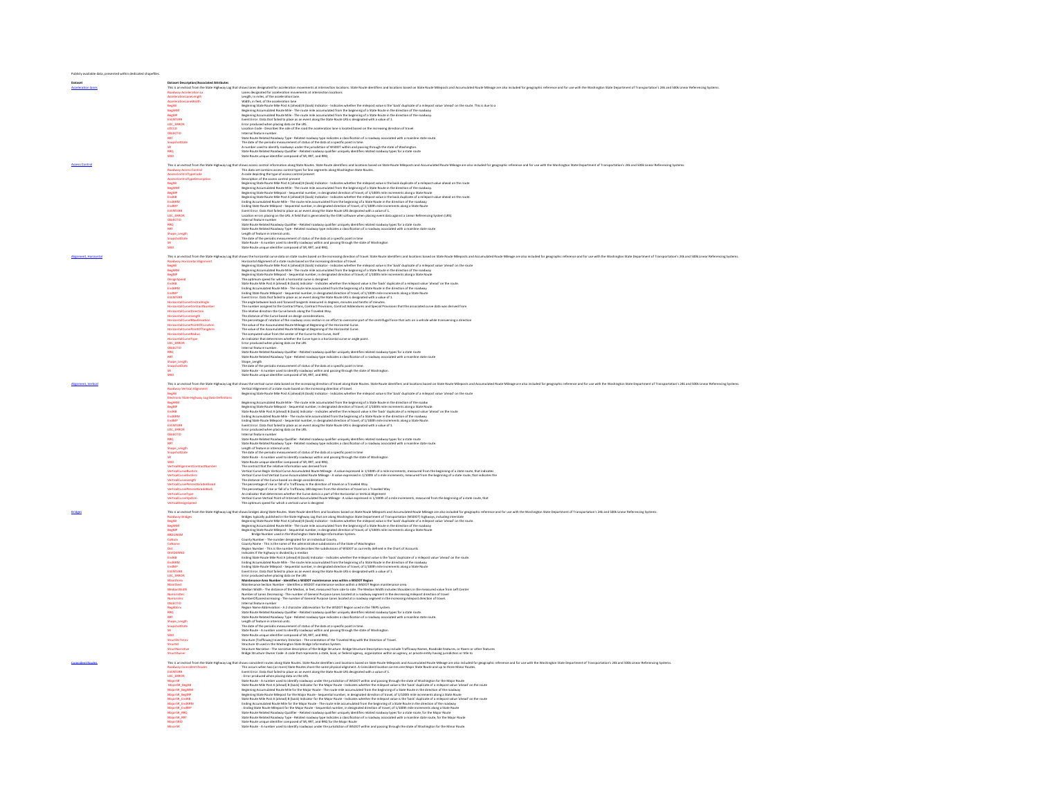Publicly available data, presented within dedicated shapefiles.

| Dataset | Dataset Description/Associated Attributes |
|---|---|
| Acceleration lanes | This is an extract from the State Highway Log that shows lanes designated for acceleration movements at intersection locations. State Route identifiers and locations based on State Route Mileposts and Accumulated Route Mileage are also included for geographic reference and for use with the Washington State Department of Transportation's 24k and 500k Linear Referencing Systems. |
| Roadway Acceleration Ln | Lanes designated for acceleration movements at intersection locations |
| AccelerationLaneLength | Length, in miles, of the acceleration lane |
| AccelerationLaneWidth | Width, in feet, of the acceleration lane |
| BegAB | Beginning State Route Mile Post A (ahead) B (back) Indicator - Indicates whether the milepost value is the 'back' duplicate of a milepost value 'ahead' on the route. This is due to a |
| BegARM | Beginning Accumulated Route Mile - The route mile accumulated from the beginning of a State Route in the direction of the roadway |
| BegMP | Beginning State Route Milepost - Sequential number, in designated direction of travel, of 1/100th mile increments along a State Route |
| EVENTERR | Event Error. Data that failed to place as an event along the State Route LRS is designated with a value of 1. |
| LOC_ERROR | Error produced when placing data on the LRS. |
| LOCCD | Location Code - Describes the side of the road the acceleration lane is located based on the increasing direction of travel |
| OBJECTID | Internal feature number. |
| RRT | State Route Related Roadway Type - Related roadway type indicates a classification of a roadway associated with a mainline state route. |
| SnapshotDate | The date of the periodic measurement of status of the data at a specific point in time. |
| SR | A number used to identify roadways under the jurisdiction of WSDOT within and passing through the state of Washington |
| RRQ | State Route Related Roadway Qualifier - Related roadway qualifier uniquely identifies related roadway types for a state route |
| SRID | State Route unique identifier composed of SR, RRT, and RRQ. |
| Access Control | This is an extract from the State Highway Log that shows access control information along State Routes. State Route identifiers and locations based on State Route Mileposts and Accumulated Route Mileage are also included for geographic reference and for use with the Washington State Department of Transportation's 24k and 500k Linear Referencing Systems. |
| Roadway Access Control | This data set contains access control types for line segments along Washington State Routes. |
| AccessControlTypeCode | A code depicting the type of access control present |
| AccessControlTypeDescription | Description of the access control present |
| BegAB | Beginning State Route Mile Post A (ahead) B (back) Indicator - Indicates whether the milepost value is the back duplicate of a milepost value ahead on the route |
| BegARM | Beginning Accumulated Route Mile - The route mile accumulated from the beginning of a State Route in the direction of the roadway. |
| BegMP | Beginning State Route Milepost - Sequential number, in designated direction of travel, of 1/100th mile increments along a State Route |
| EndAB | Beginning State Route Mile Post A (ahead) B (back) Indicator - Indicates whether the milepost value is the back duplicate of a milepost value ahead on the route. |
| EndARM | Ending Accumulated Route Mile - The route mile accumulated from the beginning of a State Route in the direction of the roadway |
| EndMP | Ending State Route Milepost - Sequential number, in designated direction of travel, of 1/100th mile increments along a State Route |
| EVENTERR | Event Error. Data that failed to place as an event along the State Route LRS designated with a value of 1. |
| LOC_ERROR | Location errors placing on the LRS. A field that is generated by the ESRI software when placing event data against a Linear Referencing System (LRS). |
| OBJECTID | Internal feature number |
| RRQ | State Route Related Roadway Qualifier - Related roadway qualifier uniquely identifies related roadway types for a state route. |
| RRT | State Route Related Roadway Type - Related roadway type indicates a classification of a roadway associated with a mainline state route. |
| Shape_Length | Length of feature in internal units. |
| SnapshotDate | The date of the periodic measurement of status of the data at a specific point in time |
| SR | State Route - A number used to identify roadways within and passing through the state of Washington |
| SRID | State Route unique identifier composed of SR, RRT, and RRQ. |
| Alignment, Horizontal | This is an extract from the State Highway Log that shows the horizontal curve data on state routes based on the increasing direction of travel. State Route identifiers and locations based on State Route Mileposts and Accumulated Route Mileage are also included for geographic reference and for use with the Washington State Department of Transportation's 24k and 500k Linear Referencing Systems. |
| Roadway Horizontal Alignment | Horizontal Alignment of a state route based on the increasing direction of travel |
| BegAB | Beginning State Route Mile Post A (ahead) B (back) Indicator - Indicates whether the milepost value is the 'back' duplicate of a milepost value 'ahead' on the route |
| BegARM | Beginning Accumulated Route Mile - The route mile accumulated from the beginning of a State Route in the direction of the roadway |
| BegMP | Beginning State Route Milepost - Sequential number, in designated direction of travel, of 1/100th mile increments along a State Route |
| DesignSpeed | The optimum speed for which a horizontal curve is designed |
| EndAB | State Route Mile Post A (ahead) B (back) Indicator - Indicates whether the milepost value is the 'back' duplicate of a milepost value 'ahead' on the route. |
| EndARM | Ending Accumulated Route Mile - The route mile accumulated from the beginning of a State Route in the direction of the roadway |
| EndMP | Ending State Route Milepost - Sequential number, in designated direction of travel, of 1/100th mile increments along a State Route |
| EVENTERR | Event Error. Data that failed to place as an event along the State Route LRS is designated with a value of 1. |
| HorizontalCurveCentralAngle | The angle between back and forward tangents measured in degrees, minutes and tenths of minutes. |
| HorizontalCurveContractNumber | The number assigned to the Contract Plans, Contract Provisions, Contract Addendums and Special Provisions that the associated curve data was derived from |
| HorizontalCurveDirection | The relative direction the Curve bends along the Traveled Way. |
| HorizontalCurveLength | The distance of the Curve based on design considerations. |
| HorizontalCurveMaxSuperelevation | The percentage of rotation of the roadway cross section in an effort to overcome part of the centrifugal force that acts on a vehicle while traversing a direction |
| HorizontalCurvePointOfCurveArm | The value of the Accumulated Route Mileage at Beginning of the Horizontal Curve. |
| HorizontalCurvePointOfTangentArm | The value of the Accumulated Route Mileage at Beginning of the Horizontal Curve. |
| HorizontalCurveRadius | The computed value from the center of the Curve to the Curve, itself |
| HorizontalCurveType | An indicator that determines whether the Curve type is a horizontal curve or angle point. |
| LOC_ERROR | Error produced when placing data on the LRS |
| OBJECTID | Internal feature number. |
| RRQ | State Route Related Roadway Qualifier - Related roadway qualifier uniquely identifies related roadway types for a state route |
| RRT | State Route Related Roadway Type - Related roadway type indicates a classification of a roadway associated with a mainline state route |
| Shape_Length | Shape_Length |
| SnapshotDate | The date of the periodic measurement of status of the data at a specific point in time. |
| SR | State Route - A number used to identify roadways within and passing through the state of Washington. |
| SRID | State Route unique identifier composed of SR, RRT, and RRQ. |
| Alignment, Vertical | This is an extract from the State Highway Log that shows the vertical curve data based on the increasing direction of travel along State Routes. State Route identifiers and locations based on State Route Mileposts and Accumulated Route Mileage are also included for geographic reference and for use with the Washington State Department of Transportation's 24k and 500k Linear Referencing Systems. |
| Roadway Vertical Alignment | Vertical Alignment of a state route based on the increasing direction of travel |
| BegAB | Beginning State Route Mile Post A (ahead) B (back) Indicator - Indicates whether the milepost value is the 'back' duplicate of a milepost value 'ahead' on the route |
| Electronic State Highway Log Data Definitions | |
| BegARM | Beginning Accumulated Route Mile - The route mile accumulated from the beginning of a State Route in the direction of the roadw |
| BegMP | Beginning State Route Milepost - Sequential number, in designated direction of travel, of 1/100th mile increments along a State Route. |
| EndAB | State Route Mile Post A (ahead) B (back) Indicator - Indicates whether the milepost value is the 'back' duplicate of a milepost value 'ahead' on the route |
| EndARM | Ending Accumulated Route Mile - The route mile accumulated from the beginning of a State Route in the direction of the roadway |
| EndMP | Ending State Route Milepost - Sequential number, in designated direction of travel, of 1/100th mile increments along a State Route. |
| EVENTERR | Event Error. Data that failed to place as an event along the State Route LRS is designated with a value of 1. |
| LOC_ERROR | Error produced when placing data on the LRS. |
| OBJECTID | Internal feature number |
| RRQ | State Route Related Roadway Qualifier - Related roadway qualifier uniquely identifies related roadway types for a state route |
| RRT | State Route Related Roadway Type - Related roadway type indicates a classification of a roadway associated with a mainline state route. |
| Shape_Length | Length of feature in internal units. |
| SnapshotDate | The date of the periodic measurement of status of the data at a specific point in time |
| SR | State Route - A number used to identify roadways within and passing through the state of Washington |
| SRID | State Route unique identifier composed of SR, RRT, and RRQ. |
| VerticalAlignmentContractNumber | The contract that the relative information was derived from |
| VerticalCurveBvcArm | Vertical Curve Begin Vertical Curve Accumulated Route Mileage - A value expressed in 1/100th of a mile increments, measured from the beginning of a state route, that indicates |
| VerticalCurveEvcArm | Vertical Curve End Vertical Curve Accumulated Route Mileage - A value expressed in 1/100th of a mile increments, measured from the beginning of a state route, that indicates the |
| VerticalCurveLength | The distance of the curve based on design considerations |
| VerticalCurvePercentGradeAhead | The percentage of rise or fall of a Trafficway in the direction of travel on a Traveled Way. |
| VerticalCurvePercentGradeBack | The percentage of rise or fall of a Trafficway 180 degrees from the direction of travel on a Traveled Way |
| VerticalCurveType | An indicator that determines whether the Curve data is a part of the Horizontal or Vertical Alignment |
| VerticalCurveVpiArm | Vertical Curve Vertical Point-of-Intersect Accumulated Route Mileage - A value expressed in 1/100th of a mile increments, measured from the beginning of a state route, that |
| VerticalDesignSpeed | The optimum speed for which a vertical curve is designed |
| Bridges | This is an extract from the State Highway Log that shows bridges along State Routes. State Route identifiers and locations based on State Route Mileposts and Accumulated Route Mileage are also included for geographic reference and for use with the Washington State Department of Transportation's 24k and 500k Linear Referencing Systems. |
| Roadway Bridges | Bridges typically published in the State Highway Log that are along Washington State Department of Transportation (WSDOT) highways, including interstate |
| BegAB | Beginning State Route Mile Post A (ahead) B (back) Indicator - Indicates whether the milepost value is the 'back' duplicate of a milepost value 'ahead' on the route. |
| BegARM | Beginning Accumulated Route Mile - The route mile accumulated from the beginning of a State Route in the direction of the roadway |
| BegMP | Beginning State Route Milepost - Sequential number, in designated direction of travel, of 1/100th mile increments along a State Route |
| BRIDGENUM | Bridge Number used in the Washington State Bridge Information System |
| CoNum | County Number - The number designated for an individual County. |
| CoName | County Name - This is the name of the administrative subdivisions of the State of Washington |
| Dist | Region Number - This is the number that describes the subdivisions of WSDOT as currently defined in the Chart of Accounts |
| DIVIDEDIND | Indicates if the highway is divided by a median |
| EndAB | Ending State Route Mile Post A (ahead) B (back) Indicator - Indicates whether the milepost value is the 'back' duplicate of a milepost value 'ahead' on the route. |
| EndARM | Ending Accumulated Route Mile - The route mile accumulated from the beginning of a State Route in the direction of the roadway |
| EndMP | Ending State Route Milepost - Sequential number, in designated direction of travel, of 1/100th mile increments along a State Route |
| EVENTERR | Event Error. Data that failed to place as an event along the State Route LRS is designated with a value of 1. |
| LOC_ERROR | Error produced when placing data on the LRS. |
| MaintArea | **Maintenance Area Number - Identifies a WSDOT maintenance area within a WSDOT Region** |
| MaintSect | Maintenance Section Number - Identifies a WSDOT maintenance section within a WSDOT Region maintenance area. |
| MedianWidth | Median Width - The distance of the Median, in feet, measured from side to side. The Median Width includes Shoulders in the measured value from Left Center |
| NumLnsDec | Number of Lanes Decreasing - The number of General Purpose Lanes located at a roadway segment in the decreasing milepost direction of travel |
| NumLnsInc | NumberOfLanesIncreasing - The number of General Purpose Lanes located at a roadway segment in the increasing milepost direction of travel. |
| OBJECTID | Internal feature number |
| RegAbbrv | Region Name Abbreviation - A 2 character abbreviation for the WSDOT Region used in the TRIPS system. |
| RRQ | State Route Related Roadway Qualifier - Related roadway qualifier uniquely identifies related roadway types for a state route. |
| RRT | State Route Related Roadway Type - Related roadway type indicates a classification of a roadway associated with a mainline state route. |
| Shape_Length | Length of feature in internal units. |
| SnapshotDate | The date of the periodic measurement of status of the data at a specific point in time. |
| SR | State Route - A number used to identify roadways within and passing through the state of Washington. |
| SRID | State Route unique identifier composed of SR, RRT, and RRQ. |
| StructDirTrvInv | Structure (Trafficway) Inventory Direction - The orientation of the Traveled Way with the Direction of Travel. |
| StructId | Structure ID used in the Washington State Bridge Information System. |
| StructNarrative | Structure Narrative - The narrative description of the Bridge Structure. Bridge Structure Description may include Trafficway Names, Roadside Features, or Rivers or other features |
| StructOwner | Bridge Structure Owner Code - A code that represents a state, local, or federal agency, organization within an agency, or private entity having jurisdiction or title to |
| Coincident Routes | This is an extract from the State Highway Log that shows coincident routes along State Routes. State Route identifiers and locations based on State Route Mileposts and Accumulated Route Mileage are also included for geographic reference and for use with the Washington State Department of Transportation's 24k and 500k Linear Referencing Systems. |
| Roadway Coincident Routes | This occurs when two (or more) State Routes share the same physical alignment. A coincident location carries one Major State Route and up to three Minor Routes. |
| EVENTERR | Event Error. Data that failed to place as an event along the State Route LRS designated with a value of 1. |
| LOC_ERROR | - Error produced when placing data on the LRS. |
| MajorSR | State Route - A number used to identify roadways under the jurisdiction of WSDOT within and passing through the state of Washington for the Major Route |
| MajorSR_BegAB | State Route Mile Post A (ahead) B (back) Indicator for the Major Route - Indicates whether the milepost value is the 'back' duplicate of a milepost value 'ahead' on the route |
| MajorSR_BegARM | Beginning Accumulated Route Mile for the Major Route - The route mile accumulated from the beginning of a State Route in the direction of the roadway |
| MajorSR_BegMP | Beginning State Route Milepost for the Major Route - Sequential number, in designated direction of travel, of 1/100th mile increments along a State Route |
| MajorSR_EndAB | State Route Mile Post A (ahead) B (back) Indicator for the Major Route - Indicates whether the milepost value is the 'back' duplicate of a milepost value 'ahead' on the route |
| MajorSR_EndARM | Ending Accumulated Route Mile for the Major Route - The route mile accumulated from the beginning of a State Route in the direction of the roadway |
| MajorSR_EndMP | - Ending State Route Milepost for the Major Route - Sequential number, in designated direction of travel, of 1/100th mile increments along a State Route |
| MajorSR_RRQ | State Route Related Roadway Qualifier - Related roadway qualifier uniquely identifies related roadway types for a state route, for the Major Route |
| MajorSR_RRT | State Route Related Roadway Type - Related roadway type indicates a classification of a roadway associated with a mainline state route, for the Major Route |
| MajorSRID | State Route unique identifier composed of SR, RRT, and RRQ for the Major Route |
| MinorSR | State Route - A number used to identify roadways under the jurisdiction of WSDOT within and passing through the state of Washington for the Minor Route. |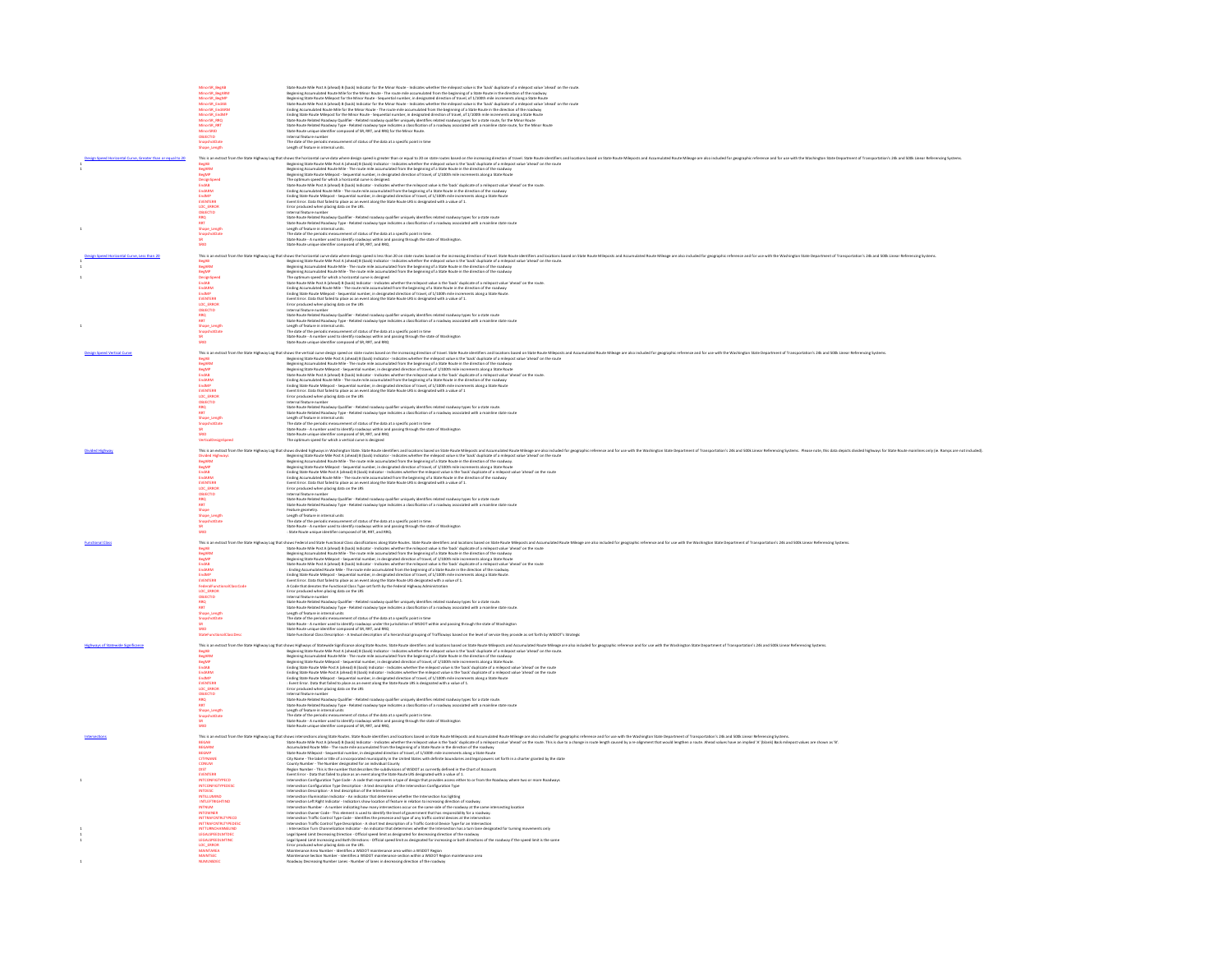| | Dataset | Field | Description |
|---|---|---|---|
| | | MinorSR_BegAB | State Route Mile Post A (ahead) B (back) Indicator for the Minor Route - Indicates whether the milepost value is the 'back' duplicate of a milepost value 'ahead' on the route. |
| | | MinorSR_BegARM | Beginning Accumulated Route Mile for the Minor Route - The route mile accumulated from the beginning of a State Route in the direction of the roadway |
| | | MinorSR_BegMP | Beginning State Route Milepost for the Minor Route - Sequential number, in designated direction of travel, of 1/100th mile increments along a State Route |
| | | MinorSR_EndAB | State Route Mile Post A (ahead) B (back) Indicator for the Minor Route - Indicates whether the milepost value is the 'back' duplicate of a milepost value 'ahead' on the route |
| | | MinorSR_EndARM | Ending Accumulated Route Mile for the Minor Route - The route mile accumulated from the beginning of a State Route in the direction of the roadway |
| | | MinorSR_EndMP | Ending State Route Milepost for the Minor Route - Sequential number, in designated direction of travel, of 1/100th mile increments along a State Route |
| | | MinorSR_RRQ | State Route Related Roadway Qualifier - Related roadway qualifier uniquely identifies related roadway types for a state route, for the Minor Route |
| | | MinorSR_RRT | State Route Related Roadway Type - Related roadway type indicates a classification of a roadway associated with a mainline state route, for the Minor Route |
| | | MinorSRID | State Route unique identifier composed of SR, RRT, and RRQ for the Minor Route. |
| | | OBJECTID | Internal feature number |
| | | SnapshotDate | The date of the periodic measurement of status of the data at a specific point in time |
| | | Shape_Length | Length of feature in internal units |
| | Design Speed Horizontal Curves Greater than or equal to 20 | | This is an extract from the State Highway Log that shows the horizontal curve data where design speed is greater than or equal to 20 on state routes based on the increasing direction of travel. State Route identifiers and locations based on State Route Mileposts and Accumulated Route Mileage are also included for geographic reference and for use with the Washington State Department of Transportation's 24k and 500k Linear Referencing Systems. |
| 1 | | BegAB | Beginning State Route Mile Post A (ahead) B (back) Indicator - Indicates whether the milepost value is the 'back' duplicate of a milepost value 'ahead' on the route |
| 1 | | BegARM | Beginning Accumulated Route Mile - The route mile accumulated from the beginning of a State Route in the direction of the roadway |
| | | BegMP | Beginning State Route Milepost - Sequential number, in designated direction of travel, of 1/100th mile increments along a State Route |
| | | DesignSpeed | The optimum speed for which a horizontal curve is designed. |
| | | EndAB | State Route Mile Post A (ahead) B (back) Indicator - Indicates whether the milepost value is the 'back' duplicate of a milepost value 'ahead' on the route. |
| | | EndARM | Ending Accumulated Route Mile - The route mile accumulated from the beginning of a State Route in the direction of the roadway |
| | | EndMP | Ending State Route Milepost - Sequential number, in designated direction of travel, of 1/100th mile increments along a State Route |
| | | EVENTERR | Event Error. Data that failed to place as an event along the State Route LRS is designated with a value of 1. |
| | | LOC_ERROR | Error produced when placing data on the LRS. |
| | | OBJECTID | Internal feature number |
| | | RRQ | State Route Related Roadway Qualifier - Related roadway qualifier uniquely identifies related roadway types for a state route |
| | | RRT | State Route Related Roadway Type - Related roadway type indicates a classification of a roadway associated with a mainline state route |
| 1 | | Shape_Length | Length of feature in internal units. |
| | | SnapshotDate | The date of the periodic measurement of status of the data at a specific point in time. |
| | | SR | State Route - A number used to identify roadways within and passing through the state of Washington. |
| | | SRID | State Route unique identifier composed of SR, RRT, and RRQ. |
| | Design Speed Horizontal Curves Less than 20 | | This is an extract from the State Highway Log that shows the horizontal curve data where design speed is less than 20 on state routes based on the increasing direction of travel. State Route identifiers and locations based on State Route Mileposts and Accumulated Route Mileage are also included for geographic reference and for use with the Washington State Department of Transportation's 24k and 500k Linear Referencing Systems. |
| 1 | | BegAB | Beginning State Route Mile Post A (ahead) B (back) Indicator - Indicates whether the milepost value is the 'back' duplicate of a milepost value 'ahead' on the route. |
| 1 | | BegARM | Beginning Accumulated Route Mile - The route mile accumulated from the beginning of a State Route in the direction of the roadway |
| | | BegMP | Beginning Accumulated Route Mile - The route mile accumulated from the beginning of a State Route in the direction of the roadway |
| 1 | | DesignSpeed | The optimum speed for which a horizontal curve is designed |
| | | EndAB | State Route Mile Post A (ahead) B (back) Indicator - Indicates whether the milepost value is the 'back' duplicate of a milepost value 'ahead' on the route. |
| | | EndARM | Ending Accumulated Route Mile - The route mile accumulated from the beginning of a State Route in the direction of the roadway |
| | | EndMP | Ending State Route Milepost - Sequential number, in designated direction of travel, of 1/100th mile increments along a State Route. |
| | | EVENTERR | Event Error. Data that failed to place as an event along the State Route LRS is designated with a value of 1. |
| | | LOC_ERROR | Error produced when placing data on the LRS |
| | | OBJECTID | Internal feature number |
| | | RRQ | State Route Related Roadway Qualifier - Related roadway qualifier uniquely identifies related roadway types for a state route |
| | | RRT | State Route Related Roadway Type - Related roadway type indicates a classification of a roadway associated with a mainline state route |
| 1 | | Shape_Length | Length of feature in internal units. |
| | | SnapshotDate | The date of the periodic measurement of status of the data at a specific point in time |
| | | SR | State Route - A number used to identify roadways within and passing through the state of Washington |
| | | SRID | State Route unique identifier composed of SR, RRT, and RRQ. |
| | Design Speed Vertical Curve | | This is an extract from the State Highway Log that shows the vertical curve design speed on state routes based on the increasing direction of travel. State Route identifiers and locations based on State Route Mileposts and Accumulated Route Mileage are also included for geographic reference and for use with the Washington State Department of Transportation's 24k and 500k Linear Referencing Systems. |
| | | BegAB | Beginning State Route Mile Post A (ahead) B (back) Indicator - Indicates whether the milepost value is the 'back' duplicate of a milepost value 'ahead' on the route |
| | | BegARM | Beginning Accumulated Route Mile - The route mile accumulated from the beginning of a State Route in the direction of the roadway |
| | | BegMP | Beginning State Route Milepost - Sequential number, in designated direction of travel, of 1/100th mile increments along a State Route |
| | | EndAB | State Route Mile Post A (ahead) B (back) Indicator - Indicates whether the milepost value is the 'back' duplicate of a milepost value 'ahead' on the route. |
| | | EndARM | Ending Accumulated Route Mile - The route mile accumulated from the beginning of a State Route in the direction of the roadway |
| | | EndMP | Ending State Route Milepost - Sequential number, in designated direction of travel, of 1/100th mile increments along a State Route |
| | | EVENTERR | Event Error. Data that failed to place as an event along the State Route LRS is designated with a value of 1 |
| | | LOC_ERROR | Error produced when placing data on the LRS |
| | | OBJECTID | Internal feature number |
| | | RRQ | State Route Related Roadway Qualifier - Related roadway qualifier uniquely identifies related roadway types for a state route. |
| | | RRT | State Route Related Roadway Type - Related roadway type indicates a classification of a roadway associated with a mainline state route |
| | | Shape_Length | Length of feature in internal units. |
| | | SnapshotDate | The date of the periodic measurement of status of the data at a specific point in time |
| | | SR | State Route - A number used to identify roadways within and passing through the state of Washington |
| | | SRID | State Route unique identifier composed of SR, RRT, and RRQ. |
| | | VerticalDesignSpeed | The optimum speed for which a vertical curve is designed |
| | Divided Highway | | This is an extract from the State Highway Log that shows divided highways in Washington State. State Route identifiers and locations based on State Route Mileposts and Accumulated Route Mileage are also included for geographic reference and for use with the Washington State Department of Transportation's 24k and 500k Linear Referencing Systems. Please note, this data depicts divided highways for State Route mainlines only (ie. Ramps are not included). |
| | | Divided Highways | Beginning State Route Mile Post A (ahead) B (back) Indicator - Indicates whether the milepost value is the 'back' duplicate of a milepost value 'ahead' on the route |
| | | BegARM | Beginning Accumulated Route Mile - The route mile accumulated from the beginning of a State Route in the direction of the roadway. |
| | | BegMP | Beginning State Route Milepost - Sequential number, in designated direction of travel, of 1/100th mile increments along a State Route |
| | | EndAB | Ending State Route Mile Post A (ahead) B (back) Indicator - Indicates whether the milepost value is the 'back' duplicate of a milepost value 'ahead' on the route |
| | | EndARM | Ending Accumulated Route Mile - The route mile accumulated from the beginning of a State Route in the direction of the roadway |
| | | EVENTERR | Event Error. Data that failed to place as an event along the State Route LRS is designated with a value of 1. |
| | | LOC_ERROR | Error produced when placing data on the LRS |
| | | OBJECTID | Internal feature number |
| | | RRQ | State Route Related Roadway Qualifier - Related roadway qualifier uniquely identifies related roadway types for a state route |
| | | RRT | State Route Related Roadway Type - Related roadway type indicates a classification of a roadway associated with a mainline state route |
| | | Shape | Feature geometry. |
| | | Shape_Length | Length of feature in internal units |
| | | SnapshotDate | The date of the periodic measurement of status of the data at a specific point in time. |
| | | SR | State Route - A number used to identify roadways within and passing through the state of Washington |
| | | SRID | - State Route unique identifier composed of SR, RRT, and RRQ. |
| | Functional Class | | This is an extract from the State Highway Log that shows Federal and State Functional Class classifications along State Routes. State Route identifiers and locations based on State Route Mileposts and Accumulated Route Mileage are also included for geographic reference and for use with the Washington State Department of Transportation's 24k and 500k Linear Referencing Systems. |
| | | BegAB | State Route Mile Post A (ahead) B (back) Indicator - Indicates whether the milepost value is the 'back' duplicate of a milepost value 'ahead' on the route |
| | | BegARM | Beginning Accumulated Route Mile - The route mile accumulated from the beginning of a State Route in the direction of the roadway |
| | | BegMP | Beginning State Route Milepost - Sequential number, in designated direction of travel, of 1/100th mile increments along a State Route |
| | | EndAB | State Route Mile Post A (ahead) B (back) Indicator - Indicates whether the milepost value is the 'back' duplicate of a milepost value 'ahead' on the route |
| | | EndARM | - Ending Accumulated Route Mile - The route mile accumulated from the beginning of a State Route in the direction of the roadway |
| | | EndMP | Ending State Route Milepost - Sequential number, in designated direction of travel, of 1/100th mile increments along a State Route. |
| | | EVENTERR | Event Error. Data that failed to place as an event along the State Route LRS designated with a value of 1. |
| | | FederalFunctionalClassCode | A Code that denotes the Functional Class Type set forth by the Federal Highway Administration |
| | | LOC_ERROR | Error produced when placing data on the LRS |
| | | OBJECTID | Internal feature number |
| | | RRQ | State Route Related Roadway Qualifier - Related roadway qualifier uniquely identifies related roadway types for a state route. |
| | | RRT | State Route Related Roadway Type - Related roadway type indicates a classification of a roadway associated with a mainline state route. |
| | | Shape_Length | Length of feature in internal units |
| | | SnapshotDate | The date of the periodic measurement of status of the data at a specific point in time |
| | | SR | State Route - A number used to identify roadways under the jurisdiction of WSDOT within and passing through the state of Washington |
| | | SRID | State Route unique identifier composed of SR, RRT, and RRQ. |
| | | StateFunctionalClassDesc | State Functional Class Description - A textual description of a hierarchical grouping of Trafficways based on the level of service they provide as set forth by WSDOT's Strategic |
| | Highways of Statewide Significance | | This is an extract from the State Highway Log that shows Highways of Statewide Significance along State Routes. State Route identifiers and locations based on State Route Mileposts and Accumulated Route Mileage are also included for geographic reference and for use with the Washington State Department of Transportation's 24k and 500k Linear Referencing Systems. |
| | | BegAB | Beginning State Route Mile Post A (ahead) B (back) Indicator - Indicates whether the milepost value is the 'back' duplicate of a milepost value 'ahead' on the route |
| | | BegARM | Beginning Accumulated Route Mile - The route mile accumulated from the beginning of a State Route in the direction of the roadway |
| | | BegMP | Beginning State Route Milepost - Sequential number, in designated direction of travel, of 1/100th mile increments along a State Route |
| | | EndAB | Ending State Route Mile Post A (ahead) B (back) Indicator - Indicates whether the milepost value is the 'back' duplicate of a milepost value 'ahead' on the route |
| | | EndARM | Ending State Route Mile Post A (ahead) B (back) Indicator - Indicates whether the milepost value is the 'back' duplicate of a milepost value 'ahead' on the route |
| | | EndMP | Ending State Route Milepost - Sequential number, in designated direction of travel, of 1/100th mile increments along a State Route |
| | | EVENTERR | - Event Error. Data that failed to place as an event along the State Route LRS is designated with a value of 1. |
| | | LOC_ERROR | Error produced when placing data on the LRS |
| | | OBJECTID | Internal feature number |
| | | RRQ | State Route Related Roadway Qualifier - Related roadway qualifier uniquely identifies related roadway types for a state route. |
| | | RRT | State Route Related Roadway Type - Related roadway type indicates a classification of a roadway associated with a mainline state route |
| | | Shape_Length | Length of feature in internal units. |
| | | SnapshotDate | The date of the periodic measurement of status of the data at a specific point in time. |
| | | SR | State Route - A number used to identify roadways within and passing through the state of Washington |
| | | SRID | State Route unique identifier composed of SR, RRT, and RRQ. |
| | Intersections | | This is an extract from the State Highway Log that shows intersections along State Routes. State Route identifiers and locations based on State Route Mileposts and Accumulated Route Mileage are also included for geographic reference and for use with the Washington State Department of Transportation's 24k and 500k Linear Referencing Systems. |
| | | BEGAB | State Route Mile Post A (ahead) B (back) Indicator - Indicates whether the milepost value is the 'back' duplicate of a milepost value 'ahead' on the route. This is due to a change in route length caused by a re-alignment that would lengthen a route. Ahead values have an implied 'A' (blank) Back milepost values are shown as 'B'. |
| | | BEGARM | Accumulated Route Mile - The route mile accumulated from the beginning of a State Route in the direction of the roadway. |
| | | BEGMP | State Route Milepost - Sequential number, in designated direction of travel, of 1/100th mile increments along a State Route |
| | | CITYNAME | City Name - The label or title of a incorporated municipality in the United States with definite boundaries and legal powers set forth in a charter granted by the state |
| | | CONUM | County Number - The Number designated for an individual County |
| | | DIST | Region Number - This is the number that describes the subdivisions of WSDOT as currently defined in the Chart of Accounts |
| | | EVENTERR | Event Error - Data that failed to place as an event along the State Route LRS designated with a value of 1. |
| 1 | | INTCONFIGTYPECD | Intersection Configuration Type Code - A code that represents a type of design that provides access either to or from the Roadway where two or more Roadways |
| | | INTCONFIGTYPEDESC | Intersection Configuration Type Description - A text description of the Intersection Configuration Type |
| | | INTDESC | Intersection Description - A text description of the intersection |
| | | INTILLUMIND | Intersection Illumination Indicator - An indicator that determines whether the Intersection has lighting |
| | | INTLEFTRIGHTIND | Intersection Left Right Indicator - Indicators show location of feature in relation to increasing direction of roadway. |
| | | INTNUM | Intersection Number - A number indicating how many intersections occur on the same side of the roadway of the same intersecting location |
| | | INTOWNER | Intersection Owner Code - This element is used to identify the level of government that has responsibility for a roadway. |
| | | INTTRAFFCNTRLTYPECD | Intersection Traffic Control Type Code - Identifies the presence and type of any traffic control devices at the intersection |
| | | INTTRAFFCNTRLTYPEDESC | Intersection Traffic Control Type Description - A short text description of a Traffic Control Device Type for an intersection |
| 1 | | INTTURNCHANNELIND | - Intersection Turn Channelization Indicator - An indicator that determines whether the intersection has a turn lane designated for turning movements only |
| 1 | | LEGALSPEEDDECDIR | Legal Speed Limit Decreasing Direction - Official speed limit as designated for decreasing direction of the roadway |
| 1 | | LEGALSPEEDINCDIR | Legal Speed Limit Increasing and Both Directions - Official speed limit as designated for increasing or both directions of the roadway if the speed limit is the same |
| | | LOC_ERROR | Error produced when placing data on the LRS. |
| | | MAINTAREA | Maintenance Area Number - Identifies a WSDOT maintenance area within a WSDOT Region |
| | | MAINTSEC | Maintenance Section Number - Identifies a WSDOT maintenance section within a WSDOT Region maintenance area |
| 1 | | NUMLNSDEC | Roadway Decreasing Number Lanes - Number of lanes in decreasing direction of the roadway |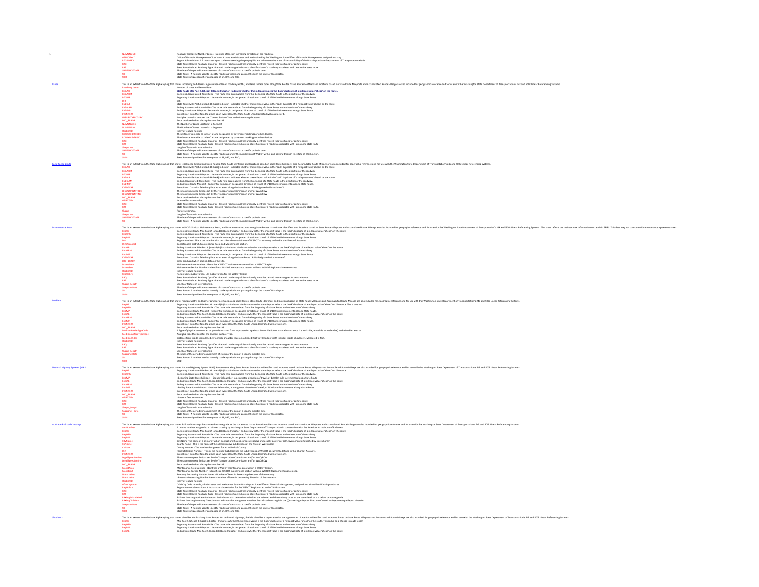| | | | |
|---|---|---|---|
| 1 | | NUMLNSINC | Roadway Increasing Number Lanes - Number of lanes in increasing direction of the roadway. |
| | | OFMCITYCD | Office of Financial Management City Code - A code, administered and maintained by the Washington State Office of Financial Management, assigned to a city |
| | | REGABBRV | Region Abbreviation - A 2 character alpha code representing the geographic and administrative areas of responsibility of the Washington State Department of Transportation within |
| | | RRQ | State Route Related Roadway Qualifier - Related roadway qualifier uniquely identifies related roadway types for a state route. |
| | | RRT | State Route Related Roadway Type - Related roadway type indicates a classification of a roadway associated with a mainline state route |
| | | SNAPSHOTDATE | The date of the periodic measurement of status of the data at a specific point in time |
| | | SR | State Route - A number used to identify roadways within and passing through the state of Washington. |
| | | SRID | State Route unique identifier composed of SR, RRT, and RRQ. |
| | Lanes | | This is an extract from the State Highway Log that shows increasing and decreasing number of lanes, roadway widths, and lane surface types along State Routes. State Route identifiers and locations based on State Route Mileposts and Accumulated Route Mileage are also included for geographic reference and for use with the Washington State Department of Transportation's 24k and 500k Linear Referencing Systems. |
| | | Roadway Lanes | Number of lanes and lane widths |
| | | BEGAB | **State Route Mile Post A (ahead) B (back) Indicator - Indicates whether the milepost value is the 'back' duplicate of a milepost value 'ahead' on the route.** |
| | | BEGARM | Beginning Accumulated Route Mile - The route mile accumulated from the beginning of a State Route in the direction of the roadway |
| | | BEGMP | Beginning State Route Milepost - Sequential number, in designated direction of travel, of 1/100th mile increments along a State Route. |
| | | DIR | DIR |
| | | ENDAB | State Route Mile Post A (ahead) B (back) Indicator - Indicates whether the milepost value is the 'back' duplicate of a milepost value 'ahead' on the route. |
| | | ENDARM | Ending Accumulated Route Mile - The route mile accumulated from the beginning of a State Route in the direction of the roadway. |
| | | ENDMP | Ending State Route Milepost - Sequential number, in designated direction of travel, of 1/100th mile increments along a State Route. |
| | | EVENTERR | Event Error. Data that failed to place as an event along the State Route LRS designated with a value of 1. |
| | | LNSURFTYPCODEC | An alpha code that denotes the Current Surface Type in the increasing direction |
| | | LOC_ERROR | Error produced when placing data on the LRS. |
| | | NUMLNSDEC | The Number of Lanes Located at a Segment |
| | | NUMLNSINC | The Number of Lanes Located at a Segment |
| | | OBJECTID | Internal feature number |
| | | RDWYWIDTHDEC | The distance from side to side of a lane designated by pavement markings or other devices. |
| | | RDWYWIDTHINC | The distance from side to side of a lane designated by pavement markings or other devices. |
| | | RRQ | State Route Related Roadway Qualifier - Related roadway qualifier uniquely identifies related roadway types for a state route. |
| | | RRT | State Route Related Roadway Type - Related roadway type indicates a classification of a roadway associated with a mainline state route |
| | | Shape.len | Length of feature in internal units |
| | | SNAPSHOTDATE | The date of the periodic measurement of status of the data at a specific point in time |
| | | SR | State Route - A number used to identify roadways under the jurisdiction of WSDOT within and passing through the state of Washington. |
| | | SRID | State Route unique identifier composed of SR, RRT, and RRQ. |
| | Legal Speed Limits | | This is an extract from the State Highway Log that shows legal speed limits along State Routes. State Route identifiers and locations based on State Route Mileposts and Accumulated Route Mileage are also included for geographic reference and for use with the Washington State Department of Transportation's 24k and 500k Linear Referencing Systems. |
| | | BEGAB | State Route Mile Post A (ahead) B (back) Indicator - Indicates whether the milepost value is the 'back' duplicate of a milepost value 'ahead' on the route. |
| | | BEGARM | Beginning Accumulated Route Mile - The route mile accumulated from the beginning of a State Route in the direction of the roadway |
| | | BEGMP | Beginning State Route Milepost - Sequential number, in designated direction of travel, of 1/100th mile increments along a State Route. |
| | | ENDAB | State Route Mile Post A (ahead) B (back) Indicator - Indicates whether the milepost value is the 'back' duplicate of a milepost value 'ahead' on the route. |
| | | ENDARM | Ending Accumulated Route Mile - The route mile accumulated from the beginning of a State Route in the direction of the roadway. |
| | | ENDMP | Ending State Route Milepost - Sequential number, in designated direction of travel, of 1/100th mile increments along a State Route. |
| | | EVENTERR | Event Error. Data that failed to place as an event along the State Route LRS designated with a value of 1. |
| | | LEGALSPDLMTDEC | The maximum speed limit as set by the Transportation Commission and/or WAC/RCW |
| | | LEGALSPDLMTINC | The maximum speed limit as set by the Transportation Commission and/or WAC/RCW |
| | | LOC_ERROR | Error produced when placing data on the LRS. |
| | | OBJECTID | Internal feature number |
| | | RRQ | State Route Related Roadway Qualifier - Related roadway qualifier uniquely identifies related roadway types for a state route. |
| | | RRT | State Route Related Roadway Type - Related roadway type indicates a classification of a roadway associated with a mainline state route. |
| | | Shape | Feature geometry. |
| | | Shape.len | Length of feature in internal units |
| | | SNAPSHOTDATE | The date of the periodic measurement of status of the data at a specific point in time. |
| | | SR | State Route - A number used to identify roadways under the jurisdiction of WSDOT within and passing through the state of Washington. |
| | Maintenance Areas | | This is an extract from the State Highway Log that shows WSDOT Districts, Maintenance Areas, and Maintenance Sections along State Routes. State Route identifiers and locations based on State Route Mileposts and Accumulated Route Mileage are also included for geographic reference and for use with the Washington State Department of Transportation's 24k and 500k Linear Referencing Systems. This data reflects the maintenance information currently in TRIPS. This data may not coincide with maintenance agreement areas. |
| | | BegAB | Beginning State Route Mile Post A (ahead) B (back) Indicator - Indicates whether the milepost value is the 'back' duplicate of a milepost value 'ahead' on the route |
| | | BegARM | Beginning Accumulated Route Mile - The route mile accumulated from the beginning of a State Route in the direction of the roadway |
| | | BegMP | Beginning State Route Milepost - Sequential number, in designated direction of travel, of 1/100th mile increments along a State Route. |
| | | Dist | Region Number - This is the number that describes the subdivisions of WSDOT as currently defined in the Chart of Accounts |
| | | DistAreaSect | Concatenated District, Maintenance Area, and Maintenance Section. |
| | | EndAB | Ending State Route Mile Post A (ahead) B (back) Indicator - Indicates whether the milepost value is the 'back' duplicate of a milepost value 'ahead' on the route. |
| | | EndARM | Ending Accumulated Route Mile - The route mile accumulated from the beginning of a State Route in the direction of the roadway |
| | | EndMP | Ending State Route Milepost - Sequential number, in designated direction of travel, of 1/100th mile increments along a State Route. |
| | | EVENTERR | Event Error. Data that failed to place as an event along the State Route LRS is designated with a value of 1 |
| | | LOC_ERROR | Error produced when placing data on the LRS. |
| | | MaintArea | Maintenance Area Number - Identifies a WSDOT maintenance area within a WSDOT Region |
| | | MaintSect | Maintenance Section Number - Identifies a WSDOT maintenance section within a WSDOT Region maintenance area |
| | | OBJECTID | Internal feature number. |
| | | RegAbbrv | Region Name Abbreviation - An abbreviation for the WSDOT Region |
| | | RRQ | State Route Related Roadway Qualifier - Related roadway qualifier uniquely identifies related roadway types for a state route |
| | | RRT | State Route Related Roadway Type - Related roadway type indicates a classification of a roadway associated with a mainline state route |
| | | Shape_Length | Length of feature in internal units. |
| | | SnapshotDate | The date of the periodic measurement of status of the data at a specific point in time. |
| | | SR | State Route - A number used to identify roadways within and passing through the state of Washington |
| | | SRID | State Route unique identifier composed of SR, RRT, and RRQ. |
| | Medians | | This is an extract from the State Highway Log that shows median widths and barrier and surface types along State Routes. State Route identifiers and locations based on State Route Mileposts and Accumulated Route Mileage are also included for geographic reference and for use with the Washington State Department of Transportation's 24k and 500k Linear Referencing Systems. |
| | | BegAB | Beginning State Route Mile Post A (ahead) B (back) Indicator - Indicates whether the milepost value is the 'back' duplicate of a milepost value 'ahead' on the route. This is due to a |
| | | BegARM | Beginning Accumulated Route Mile - The route mile accumulated from the beginning of a State Route in the direction of the roadway. |
| | | BegMP | Beginning State Route Milepost - Sequential number, in designated direction of travel, of 1/100th mile increments along a State Route. |
| | | EndAB | Ending State Route Mile Post A (ahead) B (back) Indicator - Indicates whether the milepost value is the 'back' duplicate of a milepost value 'ahead' on the route. |
| | | EndARM | Ending Accumulated Route Mile - The route mile accumulated from the beginning of a State Route in the direction of the roadway. |
| | | EndMP | Ending State Route Milepost - Sequential number, in designated direction of travel, of 1/100th mile increments along a State Route. |
| | | EVENTERR | Event Error. Data that failed to place as an event along the State Route LRS is designated with a value of 1. |
| | | LOC_ERROR | Error produced when placing data on the LRS |
| 1 | | MedianBarrierTypeCode | A type of physical device used to provide restraint from or protection against a Motor Vehicle or natural occurrence (i.e. rockslide, mudslide or avalanche) in the Median area or |
| | | MedianSurfaceTypeCode | An alpha code that denotes the Current Surface Type. |
| | | MedianWidth | Distance from inside shoulder edge to inside shoulder edge on a divided highway (median width includes inside shoulders). Measured in feet. |
| | | OBJECTID | Internal feature number |
| | | RRQ | State Route Related Roadway Qualifier - Related roadway qualifier uniquely identifies related roadway types for a state route |
| | | RRT | State Route Related Roadway Type - Related roadway type indicates a classification of a roadway associated with a mainline state route |
| | | Shape_Length | Length of feature in internal units. |
| | | SnapshotDate | The date of the periodic measurement of status of the data at a specific point in time |
| | | SR | State Route - A number used to identify roadways within and passing through the state of Washington. |
| | | SRID | SRID |
| | National Highway Systems (NHS) | | This is an extract from the State Highway Log that shows National Highway System (NHS) Route events along State Routes. State Route identifiers and locations based on State Route Mileposts and Accumulated Route Mileage are also included for geographic reference and for use with the Washington State Department of Transportation's 24k and 500k Linear Referencing Systems. |
| | | BegAB | Beginning State Route Mile Post A (ahead) B (back) Indicator - Indicates whether the milepost value is the 'back' duplicate of a milepost value 'ahead' on the route. |
| | | BegARM | Beginning Accumulated Route Mile - The route mile accumulated from the beginning of a State Route in the direction of the roadway |
| | | BegMP | - Beginning State Route Milepost - Sequential number, in designated direction of travel, of 1/100th mile increments along a State Route |
| | | EndAB | Ending State Route Mile Post A (ahead) B (back) Indicator - Indicates whether the milepost value is the 'back' duplicate of a milepost value 'ahead' on the route. |
| | | EndARM | Ending Accumulated Route Mile - The route mile accumulated from the beginning of a State Route in the direction of the roadway |
| | | EndMP | - Ending State Route Milepost - Sequential number, in designated direction of travel, of 1/100th mile increments along a State Route. |
| | | EVENTERR | Event Error. Data that failed to place as an event along the State Route LRS is designated with a value of 1 |
| | | LOC_ERROR | Error produced when placing data on the LRS. |
| | | OBJECTID | - Internal feature number |
| | | RRQ | State Route Related Roadway Qualifier - Related roadway qualifier uniquely identifies related roadway types for a state route |
| | | RRT | State Route Related Roadway Type - Related roadway type indicates a classification of a roadway associated with a mainline state route |
| | | Shape_Length | Length of feature in internal units. |
| | | Snapshot_Date | The date of the periodic measurement of status of the data at a specific point in time |
| | | SR | State Route - A number used to identify roadways within and passing through the state of Washington. |
| | | SRID | State Route unique identifier composed of SR, RRT, and RRQ. |
| | At Grade Railroad Crossings | | This is an extract from the State Highway Log that shows Railroad Crossings that are at the same grade as the state route. State Route identifiers and locations based on State Route Mileposts and Accumulated Route Mileage are also included for geographic reference and for use with the Washington State Department of Transportation's 24k and 500k Linear Referencing Systems. |
| | | AarNumber | A unique number assigned to a railroad crossing by Washington State Department of Transportation in cooperation with the American Association of Railroads |
| | | BegAB | Beginning State Route Mile Post A (ahead) B (back) Indicator - Indicates whether the milepost value is the 'back' duplicate of a milepost value 'ahead' on the route |
| | | BegARM | Beginning Accumulated Route Mile - The route mile accumulated from the beginning of a State Route in the direction of the roadway |
| | | BegMP | Beginning State Route Milepost - Sequential number, in designated direction of travel, of 1/100th mile increments along a State Route |
| | | CityName | City Name-The name of a primarily urban political unit having corporate status and usually powers of self-government established by state charter |
| | | CoName | County Name - This is the name of the administrative subdivisions of the State of Washington |
| | | CoNum | County Number - The number designated for an individual County |
| | | Dist | (District) Region Number - This is the number that describes the subdivisions of WSDOT as currently defined in the Chart of Accounts. |
| | | EVENTERR | Event Error. Data that failed to place as an event along the State Route LRS is designated with a value of 1. |
| | | LegalSpeedLmtDec | The maximum speed limit as set by the Transportation Commission and/or WAC/RCW |
| | | LegalSpeedLmtInc | The maximum speed limit as set by the Transportation Commission and/or WAC/RCW |
| | | LOC_ERROR | Error produced when placing data on the LRS. |
| | | MaintArea | Maintenance Area Numbers - Identifies a WSDOT maintenance area within a WSDOT Region |
| | | MaintSect | Maintenance Section Number - Identifies a WSDOT maintenance section within a WSDOT Region maintenance area. |
| | | NumLnsDec | Roadway Decreasing Number Lanes - Number of lanes in decreasing direction of the roadway |
| | | NumLnsInc | - Roadway Decreasing Number Lanes - Number of lanes in decreasing direction of the roadway |
| | | OBJECTID | Internal feature number |
| | | OfmCityCode | OFM City Code - A code, administered and maintained by the Washington State Office of Financial Management, assigned to a city within Washington State |
| | | RegAbbrv | Region Name Abbreviation - A 2 character abbreviation for the WSDOT Region used in the TRIPS system |
| | | RRQ | State Route Related Roadway Qualifier - Related roadway qualifier uniquely identifies related roadway types for a state route. |
| | | RRT | State Route Related Roadway Type - Related roadway type indicates a classification of a roadway associated with a mainline state route |
| | | RRXingAtGradeInd | Railroad Crossing At Grade Indicator - An indicator that determines whether the railroad and the roadway cross at the same level, or is a below or above grade |
| | | RRXingDirTvlInv | Railroad Crossing Inventory Direction- An indicator that designates whether the railroad crossing is in the I)ncreasing milepost direction of travel or D)ecreasing milepost direction |
| | | SnapshotDate | The date of the periodic measurement of status of the data at a specific point in time. |
| | | SR | State Route - A number used to identify roadways within and passing through the state of Washington. |
| | | SRID | State Route unique identifier composed of SR, RRT, and RRQ. |
| | Shoulders | | This is an extract from the State Highway Log that shows shoulder widths along State Routes. On undivided highways, the left shoulder is represented as the right center. State Route identifiers and locations based on State Route Mileposts and Accumulated Route Mileage are also included for geographic reference and for use with the Washington State Department of Transportation's 24k and 500k Linear Referencing Systems. |
| | | BegAB | Mile Post A (ahead) B (back) Indicator - Indicates whether the milepost value is the 'back' duplicate of a milepost value 'ahead' on the route. This is due to a change in route length |
| | | BegARM | Beginning Accumulated Route Mile - The route mile accumulated from the beginning of a State Route in the direction of the roadway |
| | | BegMP | Beginning State Route Milepost - Sequential number, in designated direction of travel, of 1/100th mile increments along a State Route. |
| | | EndAB | Ending State Route Mile Post A (ahead) B (back) Indicator - Indicates whether the milepost value is the 'back' duplicate of a milepost value 'ahead' on the route. |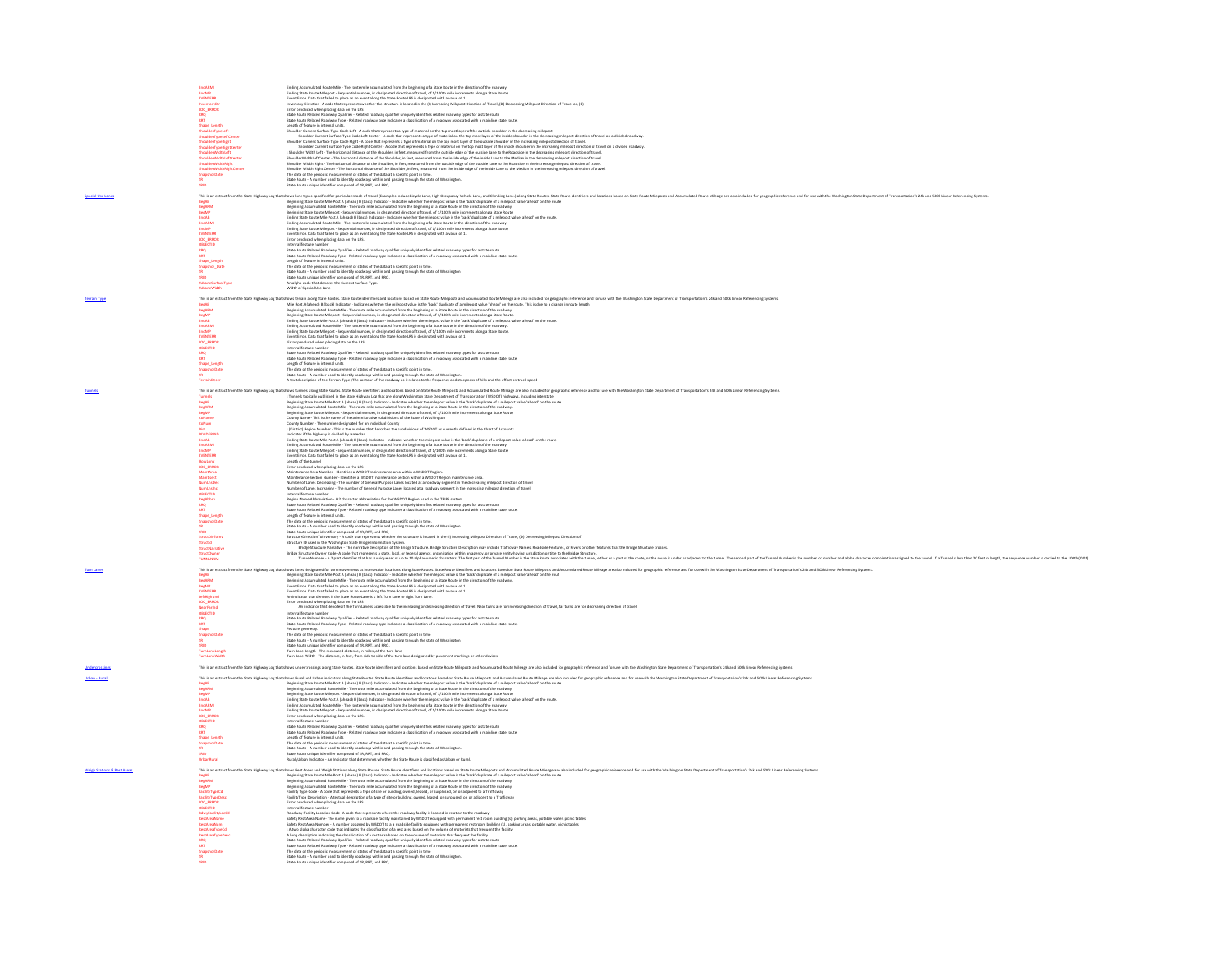| | | |
|---|---|---|
| | EndARM | Ending Accumulated Route Mile - The route mile accumulated from the beginning of a State Route in the direction of the roadway |
| | EndMP | Ending State Route Milepost - Sequential number, in designated direction of travel, of 1/100th mile increments along a State Route |
| | EVENTERR | Event Error. Data that failed to place as an event along the State Route LRS is designated with a value of 1. |
| | InventoryDir | Inventory Direction - A code that represents whether the structure is located in the (I) Increasing Milepost Direction of Travel, (D) Decreasing Milepost Direction of Travel or, (B) |
| | LOC_ERROR | Error produced when placing data on the LRS. |
| | RRQ | State Route Related Roadway Qualifier - Related roadway qualifier uniquely identifies related roadway types for a state route |
| | RRT | State Route Related Roadway Type - Related roadway type indicates a classification of a roadway associated with a mainline state route. |
| | Shape_Length | Length of feature in internal units. |
| | ShoulderTypeLeft | Shoulder Current Surface Type Code Left - A code that represents a type of material on the top most layer of the outside shoulder in the decreasing milepost |
| | ShoulderTypeLeftCenter | Shoulder Current Surface Type Code Left Center - A code that represents a type of material on the top most layer of the inside shoulder in the decreasing milepost direction of travel on a divided roadway. |
| | ShoulderTypeRight | Shoulder Current Surface Type Code Right - A code that represents a type of material on the top most layer of the outside shoulder in the increasing milepost direction of travel. |
| | ShoulderTypeRightCenter | Shoulder Current Surface Type Code Right Center - A code that represents a type of material on the top most layer of the inside shoulder in the increasing milepost direction of travel on a divided roadway. |
| | ShoulderWidthLeft | - Shoulder Width Left - The horizontal distance of the shoulder, in feet, measured from the outside edge of the outside Lane to the Roadside in the decreasing milepost direction of travel. |
| | ShoulderWidthLeftCenter | ShoulderWidthLeftCenter - The horizontal distance of the Shoulder, in feet, measured from the inside edge of the inside Lane to the Median in the decreasing milepost direction of travel. |
| | ShoulderWidthRight | Shoulder Width Right - The horizontal distance of the Shoulder, in feet, measured from the outside edge of the outside Lane to the Roadside in the increasing milepost direction of travel. |
| | ShoulderWidthRightCenter | Shoulder Width Right Center - The horizontal distance of the Shoulder, in feet, measured from the inside edge of the inside Lane to the Median in the increasing milepost direction of travel. |
| | SnapshotDate | The date of the periodic measurement of status of the data at a specific point in time. |
| | SR | State Route - A number used to identify roadways within and passing through the state of Washington. |
| | SRID | State Route unique identifier composed of SR, RRT, and RRQ. |
| Special Use Lanes | | This is an extract from the State Highway Log that shows lane types specified for particular mode of travel (Examples include Bicycle Lane, High Occupancy Vehicle Lane, and Climbing Lane) along State Routes. State Route identifiers and locations based on State Route Milepsots and Accumulated Route Mileage are also included for geographic reference and for use with the Washington State Department of Transportation's 24k and 500k Linear Referencing Systems. |
| | BegAB | Beginning State Route Mile Post A (ahead) B (back) Indicator - Indicates whether the milepost value is the 'back' duplicate of a milepost value 'ahead' on the route |
| | BegARM | Beginning Accumulated Route Mile - The route mile accumulated from the beginning of a State Route in the direction of the roadway |
| | BegMP | Beginning State Route Milepost - Sequential number, in designated direction of travel, of 1/100th mile increments along a State Route |
| | EndAB | Ending State Route Mile Post A (ahead) B (back) Indicator - Indicates whether the milepost value is the 'back' duplicate of a milepost value 'ahead' on the route. |
| | EndARM | Ending Accumulated Route Mile - The route mile accumulated from the beginning of a State Route in the direction of the roadway |
| | EndMP | Ending State Route Milepost - Sequential number, in designated direction of travel, of 1/100th mile increments along a State Route |
| | EVENTERR | Event Error. Data that failed to place as an event along the State Route LRS is designated with a value of 1. |
| | LOC_ERROR | Error produced when placing data on the LRS. |
| | OBJECTID | Internal feature number |
| | RRQ | State Route Related Roadway Qualifier - Related roadway qualifier uniquely identifies related roadway types for a state route |
| | RRT | State Route Related Roadway Type - Related roadway type indicates a classification of a roadway associated with a mainline state route. |
| | Shape_Length | Length of feature in internal units. |
| | Snapshot_Date | The date of the periodic measurement of status of the data at a specific point in time. |
| | SR | State Route - A number used to identify roadways within and passing through the state of Washington |
| | SRID | State Route unique identifier composed of SR, RRT, and RRQ. |
| | SULaneSurfaceType | An alpha code that denotes the Current Surface Type. |
| | SULaneWidth | Width of Special Use Lane |
| Terrain Type | | This is an extract from the State Highway Log that shows terrain along State Routes. State Route identifiers and locations based on State Route Mileposts and Accumulated Route Mileage are also included for geographic reference and for use with the Washington State Department of Transportation's 24k and 500k Linear Referencing Systems. |
| | BegAB | Mile Post A (ahead) B (back) Indicator - Indicates whether the milepost value is the 'back' duplicate of a milepost value 'ahead' on the route. This is due to a change in route length |
| | BegARM | Beginning Accumulated Route Mile - The route mile accumulated from the beginning of a State Route in the direction of the roadway |
| | BegMP | Beginning State Route Milepost - Sequential number, in designated direction of travel, of 1/100th mile increments along a State Route. |
| | EndAB | Ending State Route Mile Post A (ahead) B (back) Indicator - Indicates whether the milepost value is the 'back' duplicate of a milepost value 'ahead' on the route. |
| | EndARM | Ending Accumulated Route Mile - The route mile accumulated from the beginning of a State Route in the direction of the roadway. |
| | EndMP | Ending State Route Milepost - Sequential number, in designated direction of travel, of 1/100th mile increments along a State Route. |
| | EVENTERR | Event Error. Data that failed to place as an event along the State Route LRS is designated with a value of 1 |
| | LOC_ERROR | Error produced when placing data on the LRS |
| | OBJECTID | Internal feature number |
| | RRQ | State Route Related Roadway Qualifier - Related roadway qualifier uniquely identifies related roadway types for a state route |
| | RRT | State Route Related Roadway Type - Related roadway type indicates a classification of a roadway associated with a mainline state route |
| | Shape_Length | Length of feature in internal units |
| | SnapshotDate | The date of the periodic measurement of status of the data at a specific point in time. |
| | SR | State Route - A number used to identify roadways within and passing through the state of Washington. |
| | TerrainDescr | A text description of the Terrain Type (The contour of the roadway as it relates to the frequency and steepness of hills and the effect on truck speed) |
| Tunnels | | This is an extract from the State Highway Log that shows tunnels along State Routes. State Route identifiers and locations based on State Route Mileposts and Accumulated Route Mileage are also included for geographic reference and for use with the Washington State Department of Transportation's 24k and 500k Linear Referencing Systems. |
| | Tunnels | - Tunnels typically published in the State Highway Log that are along Washington State Department of Transportation (WSDOT) highways, including interstate |
| | BegAB | Beginning State Route Mile Post A (ahead) B (back) Indicator - Indicates whether the milepost value is the 'back' duplicate of a milepost value 'ahead' on the route. |
| | BegARM | Beginning Accumulated Route Mile - The route mile accumulated from the beginning of a State Route in the direction of the roadway. |
| | BegMP | Beginning State Route Milepost - Sequential number, in designated direction of travel, of 1/100th mile increments along a State Route |
| | CoName | County Name - This is the name of the administrative subdivisions of the State of Washington |
| | CoNum | County Number - The number designated for an individual County. |
| | Dist | - (District) Region Number - This is the number that describes the subdivisions of WSDOT as currently defined in the Chart of Accounts. |
| | DIVIDEDIND | Indicates if the highway is divided by a median |
| | EndAB | Ending State Route Mile Post A (ahead) B (back) Indicator - Indicates whether the milepost value is the 'back' duplicate of a milepost value 'ahead' on the route |
| | EndARM | Ending Accumulated Route Mile - The route mile accumulated from the beginning of a State Route in the direction of the roadway |
| | EndMP | Ending State Route Milepost - Sequential number, in designated direction of travel, of 1/100th mile increments along a State Route |
| | EVENTERR | Event Error. Data that failed to place as an event along the State Route LRS is designated with a value of 1. |
| | HowLong | Length of the tunnel |
| | LOC_ERROR | Error produced when placing data on the LRS. |
| | MaintArea | Maintenance Area Number - Identifies a WSDOT maintenance area within a WSDOT Region. |
| | MaintSect | Maintenance Section Number - Identifies a WSDOT maintenance section within a WSDOT Region maintenance area. |
| | NumLnsDec | Number of Lanes Decreasing - The number of General Purpose Lanes located at a roadway segment in the decreasing milepost direction of travel |
| | NumLnsInc | Number of Lanes Increasing - The number of General Purpose Lanes located at a roadway segment in the increasing milepost direction of travel. |
| | OBJECTID | Internal feature number |
| | RegAbbrv | Region Name Abbreviation - A 2 character abbreviation for the WSDOT Region used in the TRIPS system |
| | RRQ | State Route Related Roadway Qualifier - Related roadway qualifier uniquely identifies related roadway types for a state route |
| | RRT | State Route Related Roadway Type - Related roadway type indicates a classification of a roadway associated with a mainline state route. |
| | Shape_Length | Length of feature in internal units. |
| | SnapshotDate | The date of the periodic measurement of status of the data at a specific point in time. |
| | SR | State Route - A number used to identify roadways within and passing through the state of Washington. |
| | SRID | State Route unique identifier composed of SR, RRT, and RRQ. |
| | StructDirTravy | StructureDirectionToInventory - A code that represents whether the structure is located in the (I) Increasing Milepost Direction of Travel, (D) Decreasing Milepost Direction of |
| | StructId | Structure ID used in the Washington State Bridge Information System. |
| | StructNarrative | Bridge Structure Narrative - The narrative description of the Bridge Structure. Bridge Structure Description may include Trafficway Names, Roadside Features, or Rivers or other features that the Bridge Structure crosses. |
| | StructOwner | Bridge Structure Owner Code- A code that represents a state, local, or federal agency, organization within an agency, or private entity having jurisdiction or title to the Bridge Structure. |
| | TUNNELNUM | TunnelNumber - A 2 part identifier that has a unique set of up to 10 alphanumeric characters. The first part of the Tunnel Number is the State Route associated with the tunnel, either as a part of the route, or the route is under or adjacent to the tunnel. The second part of the Tunnel Number is the number or number and alpha character combination assigned to the tunnel. If a Tunnel is less than 20 feet in length, the sequence number is correct to the 100th (0.01). |
| Turn Lanes | | This is an extract from the State Highway Log that shows lanes designated for turn movements at intersection locations along State Routes. State Route identifiers and locations based on State Route Mileposts and Accumulated Route Mileage are also included for geographic reference and for use with the Washington State Department of Transportation's 24k and 500k Linear Referencing Systems. |
| | BegAB | Beginning State Route Mile Post A (ahead) B (back) Indicator - Indicates whether the milepost value is the 'back' duplicate of a milepost value 'ahead' on the rout |
| | BegARM | Beginning Accumulated Route Mile - The route mile accumulated from the beginning of a State Route in the direction of the roadway. |
| | BegMP | Event Error. Data that failed to place as an event along the State Route LRS is designated with a value of 1 |
| | EVENTERR | Event Error. Data that failed to place as an event along the State Route LRS is designated with a value of 1. |
| | LeftRightInd | An indicator that denotes if the State Route Lane is a left Turn Lane or right Turn Lane. |
| | LOC_ERROR | Error produced when placing data on the LRS. |
| | NearFarInd | An indicator that denotes if the Turn Lane is accessible to the increasing or decreasing direction of travel. Near turn are for increasing direction of travel, far turns are for decreasing direction of travel. |
| | OBJECTID | Internal feature number |
| | RRQ | State Route Related Roadway Qualifier - Related roadway qualifier uniquely identifies related roadway types for a state route |
| | RRT | State Route Related Roadway Type - Related roadway type indicates a classification of a roadway associated with a mainline state route. |
| | Shape | Feature geometry. |
| | SnapshotDate | The date of the periodic measurement of status of the data at a specific point in time |
| | SR | State Route - A number used to identify roadways within and passing through the state of Washington |
| | SRID | State Route unique identifier composed of SR, RRT, and RRQ. |
| | TurnLaneLength | Turn Lane Length - The measured distance, in miles, of the turn lane |
| | TurnLaneWidth | Turn Lane Width - The distance, in feet, from side to side of the turn lane designated by pavement markings or other devices |
| Undercrossings | | This is an extract from the State Highway Log that shows undercrossings along State Routes. State Route identifiers and locations based on State Route Mileposts and Accumulated Route Mileage are also included for geographic reference and for use with the Washington State Department of Transportation's 24k and 500k Linear Referencing Systems. |
| Urban - Rural | | This is an extract from the State Highway Log that shows Rural and Urban indicators along State Routes. State Route identifiers and locations based on State Route Mileposts and Accumulated Route Mileage are also included for geographic reference and for use with the Washington State Department of Transportation's 24k and 500k Linear Referencing Systems. |
| | BegAB | Beginning State Route Mile Post A (ahead) B (back) Indicator - Indicates whether the milepost value is the 'back' duplicate of a milepost value 'ahead' on the route. |
| | BegARM | Beginning Accumulated Route Mile - The route mile accumulated from the beginning of a State Route in the direction of the roadway |
| | BegMP | Beginning State Route Milepost - Sequential number, in designated direction of travel, of 1/100th mile increments along a State Route |
| | EndAB | Ending State Route Mile Post A (ahead) B (back) Indicator - Indicates whether the milepost value is the 'back' duplicate of a milepost value 'ahead' on the route. |
| | EndARM | Ending Accumulated Route Mile - The route mile accumulated from the beginning of a State Route in the direction of the roadway |
| | EndMP | Ending State Route Milepost - Sequential number, in designated direction of travel, of 1/100th mile increments along a State Route |
| | LOC_ERROR | Error produced when placing data on the LRS. |
| | OBJECTID | Internal feature number |
| | RRQ | State Route Related Roadway Qualifier - Related roadway qualifier uniquely identifies related roadway types for a state route |
| | RRT | State Route Related Roadway Type - Related roadway type indicates a classification of a roadway associated with a mainline state route |
| | Shape_Length | Length of feature in internal units |
| | SnapshotDate | The date of the periodic measurement of status of the data at a specific point in time |
| | SR | State Route - A number used to identify roadways within and passing through the state of Washington. |
| | SRID | State Route unique identifier composed of SR, RRT, and RRQ. |
| | UrbanRural | Rural/Urban Indicator - An indicator that determines whether the State Route is classified as Urban or Rural. |
| Weigh Stations & Rest Areas | | This is an extract from the State Highway Log that shows Rest Areas and Weigh Stations along State Routes. State Route identifiers and locations based on State Route Mileposts and Accumulated Route Mileage are also included for geographic reference and for use with the Washington State Department of Transportation's 24k and 500k Linear Referencing Systems. |
| | BegAB | Beginning State Route Mile Post A (ahead) B (back) Indicator - Indicates whether the milepost value is the 'back' duplicate of a milepost value 'ahead' on the route. |
| | BegARM | Beginning Accumulated Route Mile - The route mile accumulated from the beginning of a State Route in the direction of the roadway |
| | BegMP | Beginning Accumulated Route Mile - The route mile accumulated from the beginning of a State Route in the direction of the roadway |
| | FacilityTypeCd | Facility Type Code - A code that represents a type of site or building, owned, leased, or surplused, on or adjacent to a Trafficway |
| | FacilityTypeDesc | Facility Type Description - A textual description of a type of site or building, owned, leased, or surplused, on or adjacent to a Trafficway |
| | LOC_ERROR | Error produced when placing data on the LRS. |
| | OBJECTID | Internal feature number |
| | RdwyFacilityLocCd | Roadway Facility Location Code- A code that represents where the roadway facility is located in relation to the roadway |
| | RestAreaName | Safety Rest Area Name- The name given to a roadside facility maintained by WSDOT equipped with permanent rest room building (s), parking areas, potable water, picnic tables |
| | RestAreaNum | Safety Rest Area Number - A number assigned by WSDOT to a a roadside facility equipped with permanent rest room building (s), parking areas, potable water, picnic tables |
| | RestAreaTypeCd | - A two alpha character code that indicates the classification of a rest area based on the volume of motorists that frequent the facility. |
| | RestAreaTypeDesc | A long description indicating the classification of a rest area based on the volume of motorists that frequent the facility. |
| | RRQ | State Route Related Roadway Qualifier - Related roadway qualifier uniquely identifies related roadway types for a state route |
| | RRT | State Route Related Roadway Type - Related roadway type indicates a classification of a roadway associated with a mainline state route. |
| | SnapshotDate | The date of the periodic measurement of status of the data at a specific point in time |
| | SR | State Route - A number used to identify roadways within and passing through the state of Washington. |
| | SRID | State Route unique identifier composed of SR, RRT, and RRQ. |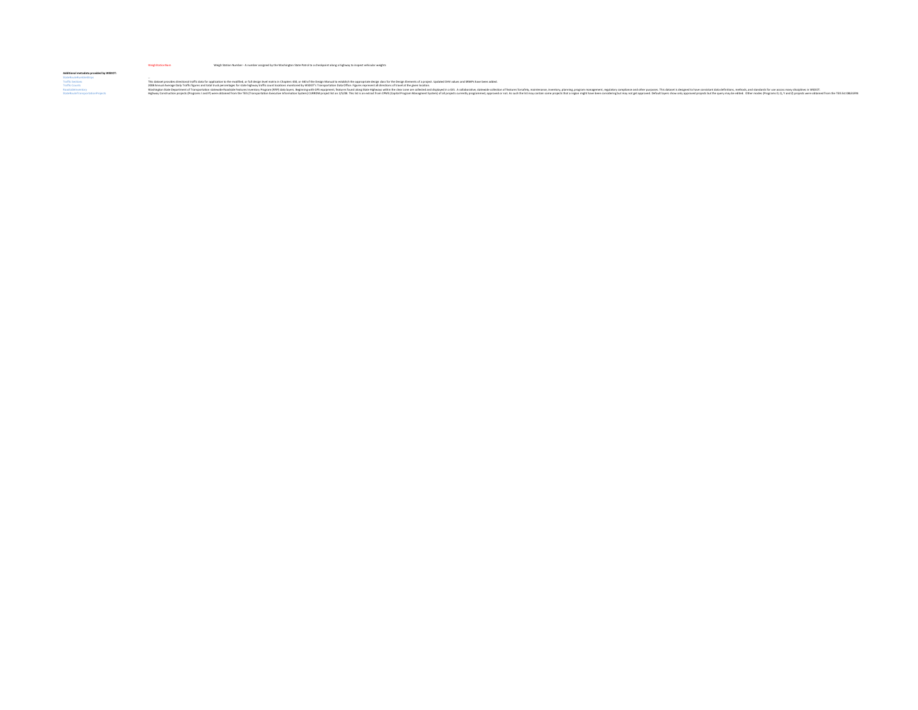| | |
|---|---|
| WeighStationNum | Weigh Station Number - A number assigned by the Washington State Patrol to a checkpoint along a highway to inspect vehicular weights |

**Additional metadata provided by WSDOT:**

| | |
|---|---|
| StateRouteNumberStrips | -- |
| Traffic Sections | This dataset provides directional traffic data for application to the modified, or full design level matrix in Chapters 430, or 440 of the Design Manual to establish the appropriate design class for the Design Elements of a project. Updated DHV values and SRMPs have been added. |
| Traffic Counts | 2008 Annual Average Daily Traffic figures and total truck percentages for state highway traffic count locations inventoried by WSDOT's Transportation Data Office. Figures represent all directions of travel at the given location. |
| RoadsideInventory | Washington State Department of Transportation statewide Roadside Features Inventory Program (RFIP) data layers. Beginning with GPS equipment, features found along State Highways within the clear zone are collected and displayed in a GIS. A collaborative, statewide collection of features for safety, maintenance, inventory, planning, program management, regulatory compliance and other purposes. This dataset is designed to have consistent data definitions, methods, and standards for use across many disciplines in WSDOT. |
| StateRouteTransportationProjects | Highway Construction projects (Programs I and P) were obtained from the TEIS (Transportation Executive Information System) CURRENT project list on 2/5/08. This list is an extract from CPMS (Capital Program Management System) of all projects currently programmed, approved or not. As such the list may contain some projects that a region might have been considering but may not get approved. Default layers show only approved projects but the query may be edited. Other modes (Programs D, Q, Y and Z) projects were obtained from the TEIS list DBLEGFIN |